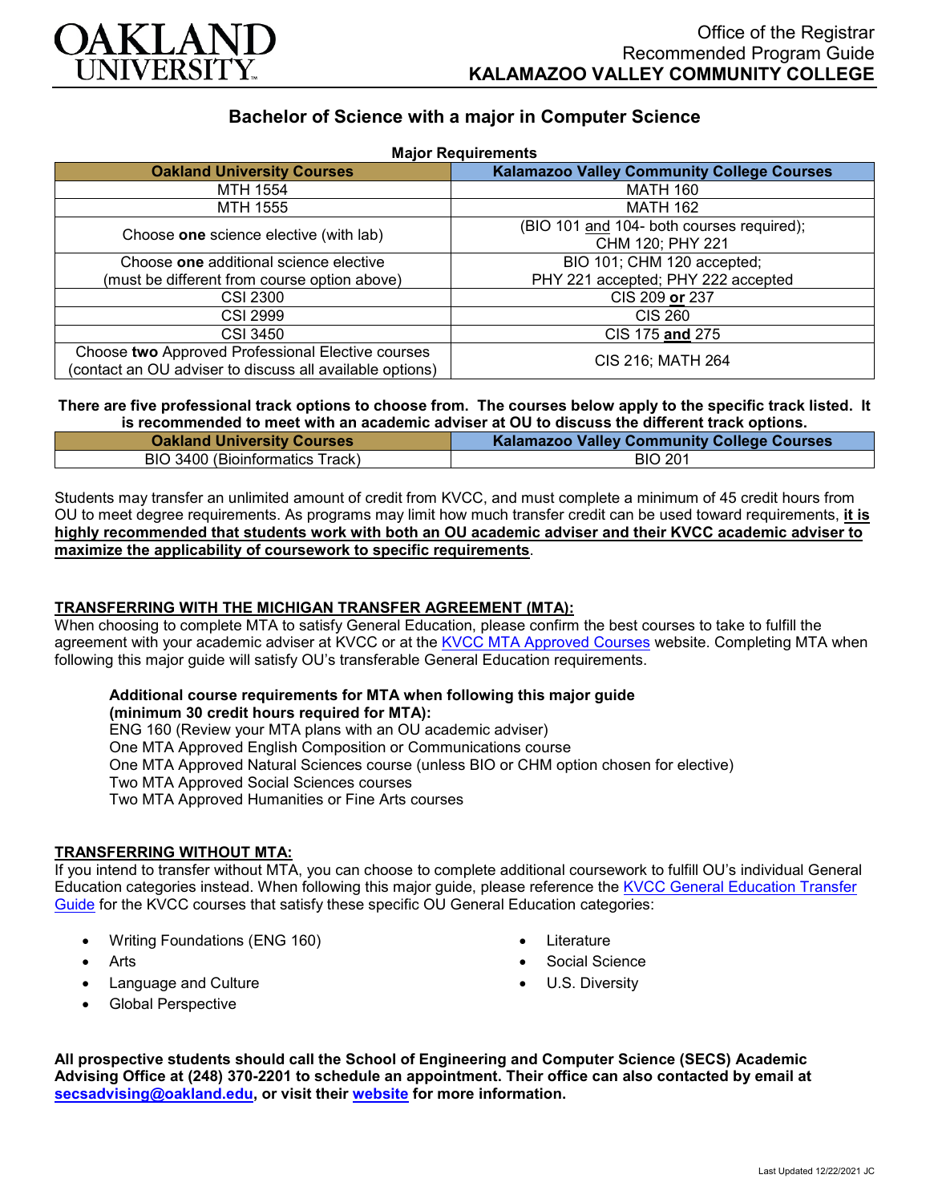OAKLAND UNIVERSITY

Office of the Registrar
Recommended Program Guide
**KALAMAZOO VALLEY COMMUNITY COLLEGE**

## Bachelor of Science with a major in Computer Science

**Major Requirements**

| Oakland University Courses | Kalamazoo Valley Community College Courses |
|---|---|
| MTH 1554 | MATH 160 |
| MTH 1555 | MATH 162 |
| Choose **one** science elective (with lab) | (BIO 101 and 104- both courses required); CHM 120; PHY 221 |
| Choose **one** additional science elective (must be different from course option above) | BIO 101; CHM 120 accepted; PHY 221 accepted; PHY 222 accepted |
| CSI 2300 | CIS 209 **or** 237 |
| CSI 2999 | CIS 260 |
| CSI 3450 | CIS 175 **and** 275 |
| Choose **two** Approved Professional Elective courses (contact an OU adviser to discuss all available options) | CIS 216; MATH 264 |

**There are five professional track options to choose from. The courses below apply to the specific track listed. It is recommended to meet with an academic adviser at OU to discuss the different track options.**

| Oakland University Courses | Kalamazoo Valley Community College Courses |
|---|---|
| BIO 3400 (Bioinformatics Track) | BIO 201 |

Students may transfer an unlimited amount of credit from KVCC, and must complete a minimum of 45 credit hours from OU to meet degree requirements. As programs may limit how much transfer credit can be used toward requirements, **it is highly recommended that students work with both an OU academic adviser and their KVCC academic adviser to maximize the applicability of coursework to specific requirements**.

### TRANSFERRING WITH THE MICHIGAN TRANSFER AGREEMENT (MTA):

When choosing to complete MTA to satisfy General Education, please confirm the best courses to take to fulfill the agreement with your academic adviser at KVCC or at the KVCC MTA Approved Courses website. Completing MTA when following this major guide will satisfy OU's transferable General Education requirements.

**Additional course requirements for MTA when following this major guide (minimum 30 credit hours required for MTA):**
ENG 160 (Review your MTA plans with an OU academic adviser)
One MTA Approved English Composition or Communications course
One MTA Approved Natural Sciences course (unless BIO or CHM option chosen for elective)
Two MTA Approved Social Sciences courses
Two MTA Approved Humanities or Fine Arts courses

### TRANSFERRING WITHOUT MTA:

If you intend to transfer without MTA, you can choose to complete additional coursework to fulfill OU's individual General Education categories instead. When following this major guide, please reference the KVCC General Education Transfer Guide for the KVCC courses that satisfy these specific OU General Education categories:

- Writing Foundations (ENG 160)
- Arts
- Language and Culture
- Global Perspective
- Literature
- Social Science
- U.S. Diversity

**All prospective students should call the School of Engineering and Computer Science (SECS) Academic Advising Office at (248) 370-2201 to schedule an appointment. Their office can also contacted by email at secsadvising@oakland.edu, or visit their website for more information.**

Last Updated 12/22/2021 JC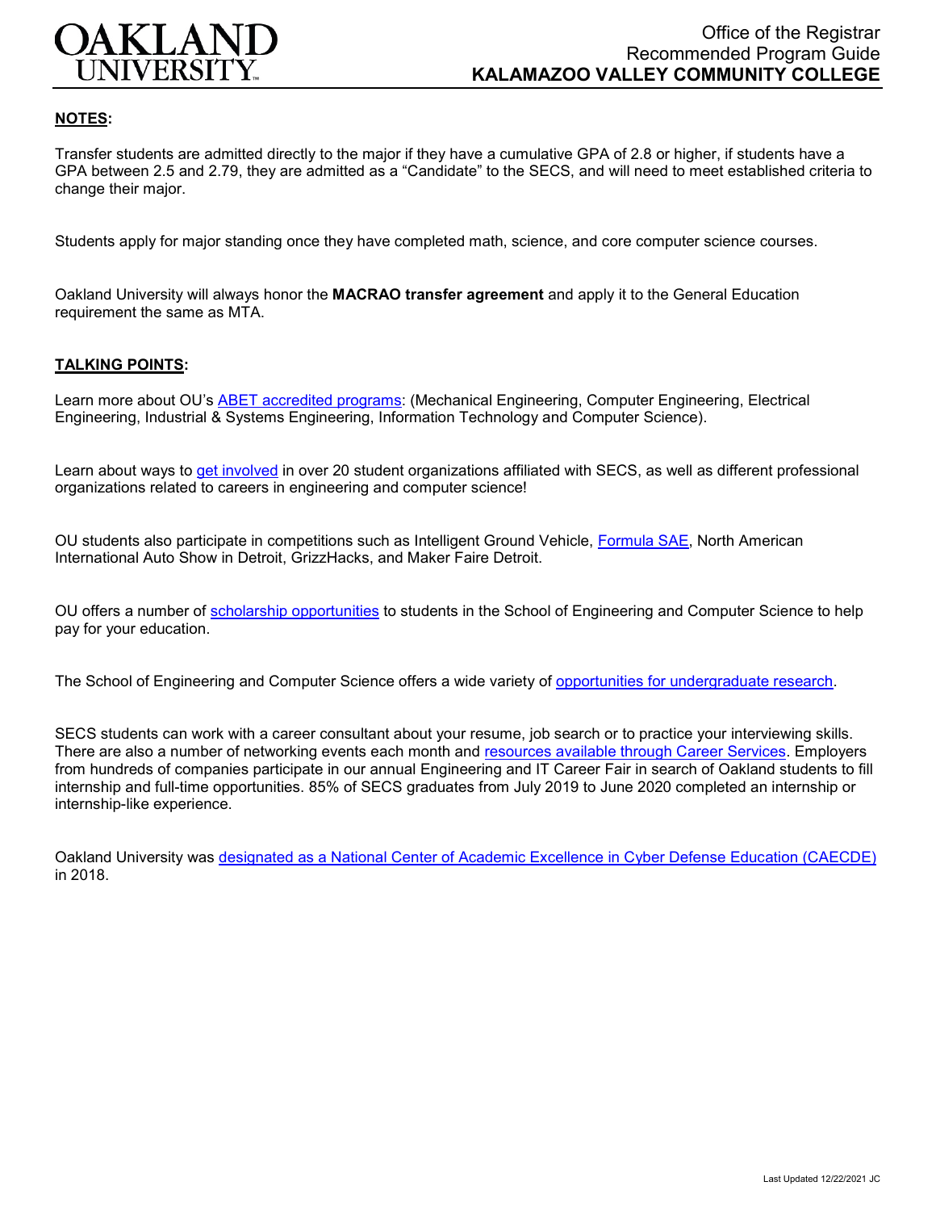**NOTES:**

Transfer students are admitted directly to the major if they have a cumulative GPA of 2.8 or higher, if students have a GPA between 2.5 and 2.79, they are admitted as a "Candidate" to the SECS, and will need to meet established criteria to change their major.

Students apply for major standing once they have completed math, science, and core computer science courses.

Oakland University will always honor the **MACRAO transfer agreement** and apply it to the General Education requirement the same as MTA.

**TALKING POINTS:**

Learn more about OU's ABET accredited programs: (Mechanical Engineering, Computer Engineering, Electrical Engineering, Industrial & Systems Engineering, Information Technology and Computer Science).

Learn about ways to get involved in over 20 student organizations affiliated with SECS, as well as different professional organizations related to careers in engineering and computer science!

OU students also participate in competitions such as Intelligent Ground Vehicle, Formula SAE, North American International Auto Show in Detroit, GrizzHacks, and Maker Faire Detroit.

OU offers a number of scholarship opportunities to students in the School of Engineering and Computer Science to help pay for your education.

The School of Engineering and Computer Science offers a wide variety of opportunities for undergraduate research.

SECS students can work with a career consultant about your resume, job search or to practice your interviewing skills. There are also a number of networking events each month and resources available through Career Services. Employers from hundreds of companies participate in our annual Engineering and IT Career Fair in search of Oakland students to fill internship and full-time opportunities. 85% of SECS graduates from July 2019 to June 2020 completed an internship or internship-like experience.

Oakland University was designated as a National Center of Academic Excellence in Cyber Defense Education (CAECDE) in 2018.

Last Updated 12/22/2021 JC